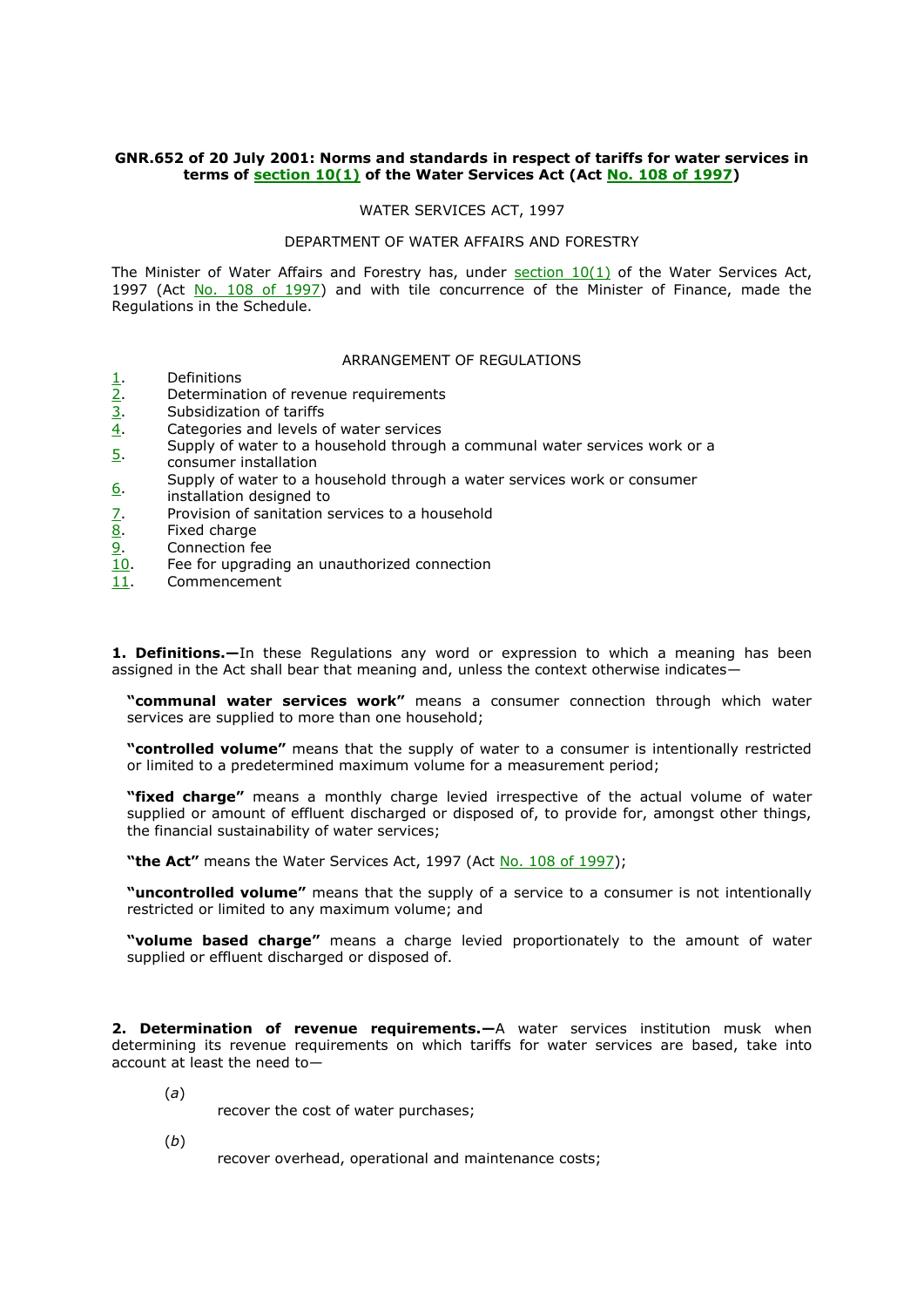**GNR.652 of 20 July 2001: Norms and standards in respect of tariffs for water services in terms of section 10(1) of the Water Services Act (Act No. 108 of 1997)**

WATER SERVICES ACT, 1997

DEPARTMENT OF WATER AFFAIRS AND FORESTRY

The Minister of Water Affairs and Forestry has, under section 10(1) of the Water Services Act, 1997 (Act No. 108 of 1997) and with tile concurrence of the Minister of Finance, made the Regulations in the Schedule.

ARRANGEMENT OF REGULATIONS

1. Definitions
2. Determination of revenue requirements
3. Subsidization of tariffs
4. Categories and levels of water services
5. Supply of water to a household through a communal water services work or a consumer installation
6. Supply of water to a household through a water services work or consumer installation designed to
7. Provision of sanitation services to a household
8. Fixed charge
9. Connection fee
10. Fee for upgrading an unauthorized connection
11. Commencement

**1. Definitions.—**In these Regulations any word or expression to which a meaning has been assigned in the Act shall bear that meaning and, unless the context otherwise indicates—

**"communal water services work"** means a consumer connection through which water services are supplied to more than one household;

**"controlled volume"** means that the supply of water to a consumer is intentionally restricted or limited to a predetermined maximum volume for a measurement period;

**"fixed charge"** means a monthly charge levied irrespective of the actual volume of water supplied or amount of effluent discharged or disposed of, to provide for, amongst other things, the financial sustainability of water services;

**"the Act"** means the Water Services Act, 1997 (Act No. 108 of 1997);

**"uncontrolled volume"** means that the supply of a service to a consumer is not intentionally restricted or limited to any maximum volume; and

**"volume based charge"** means a charge levied proportionately to the amount of water supplied or effluent discharged or disposed of.

**2. Determination of revenue requirements.—**A water services institution musk when determining its revenue requirements on which tariffs for water services are based, take into account at least the need to—

(*a*) recover the cost of water purchases;

(*b*) recover overhead, operational and maintenance costs;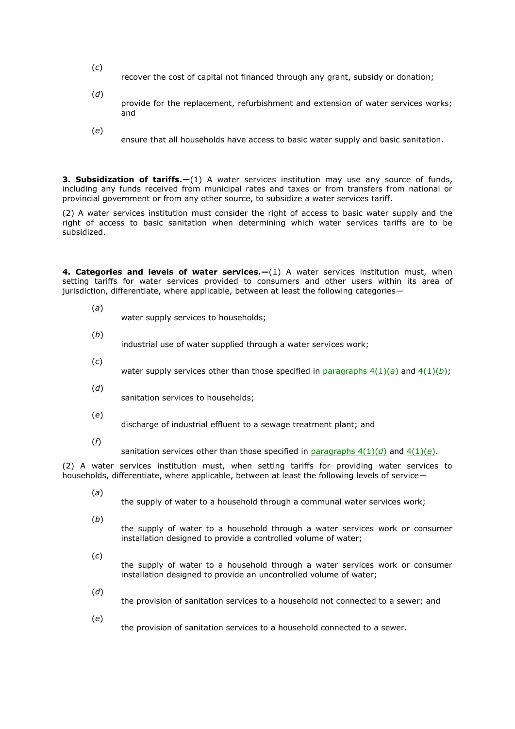(*c*) recover the cost of capital not financed through any grant, subsidy or donation;

(*d*) provide for the replacement, refurbishment and extension of water services works; and

(*e*) ensure that all households have access to basic water supply and basic sanitation.

**3. Subsidization of tariffs.—**(1) A water services institution may use any source of funds, including any funds received from municipal rates and taxes or from transfers from national or provincial government or from any other source, to subsidize a water services tariff.

(2) A water services institution must consider the right of access to basic water supply and the right of access to basic sanitation when determining which water services tariffs are to be subsidized.

**4. Categories and levels of water services.—**(1) A water services institution must, when setting tariffs for water services provided to consumers and other users within its area of jurisdiction, differentiate, where applicable, between at least the following categories—

(*a*) water supply services to households;

(*b*) industrial use of water supplied through a water services work;

(*c*) water supply services other than those specified in paragraphs 4(1)(*a*) and 4(1)(*b*);

(*d*) sanitation services to households;

(*e*) discharge of industrial effluent to a sewage treatment plant; and

(*f*) sanitation services other than those specified in paragraphs 4(1)(*d*) and 4(1)(*e*).

(2) A water services institution must, when setting tariffs for providing water services to households, differentiate, where applicable, between at least the following levels of service—

(*a*) the supply of water to a household through a communal water services work;

(*b*) the supply of water to a household through a water services work or consumer installation designed to provide a controlled volume of water;

(*c*) the supply of water to a household through a water services work or consumer installation designed to provide an uncontrolled volume of water;

(*d*) the provision of sanitation services to a household not connected to a sewer; and

(*e*) the provision of sanitation services to a household connected to a sewer.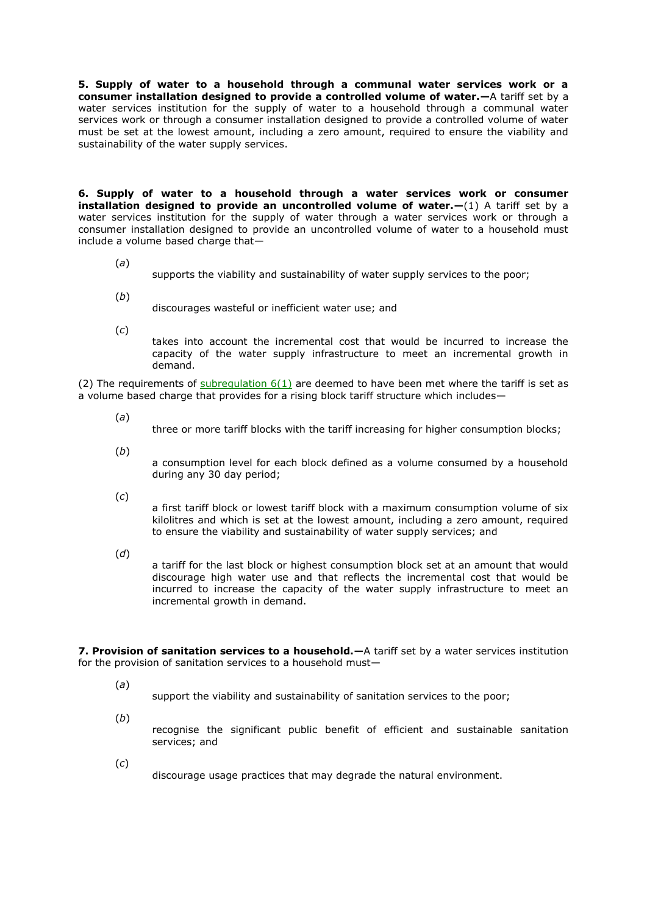**5. Supply of water to a household through a communal water services work or a consumer installation designed to provide a controlled volume of water.—**A tariff set by a water services institution for the supply of water to a household through a communal water services work or through a consumer installation designed to provide a controlled volume of water must be set at the lowest amount, including a zero amount, required to ensure the viability and sustainability of the water supply services.

**6. Supply of water to a household through a water services work or consumer installation designed to provide an uncontrolled volume of water.—**(1) A tariff set by a water services institution for the supply of water through a water services work or through a consumer installation designed to provide an uncontrolled volume of water to a household must include a volume based charge that—

(*a*) supports the viability and sustainability of water supply services to the poor;

(*b*) discourages wasteful or inefficient water use; and

(*c*) takes into account the incremental cost that would be incurred to increase the capacity of the water supply infrastructure to meet an incremental growth in demand.

(2) The requirements of subregulation 6(1) are deemed to have been met where the tariff is set as a volume based charge that provides for a rising block tariff structure which includes—

(*a*) three or more tariff blocks with the tariff increasing for higher consumption blocks;

(*b*) a consumption level for each block defined as a volume consumed by a household during any 30 day period;

(*c*) a first tariff block or lowest tariff block with a maximum consumption volume of six kilolitres and which is set at the lowest amount, including a zero amount, required to ensure the viability and sustainability of water supply services; and

(*d*) a tariff for the last block or highest consumption block set at an amount that would discourage high water use and that reflects the incremental cost that would be incurred to increase the capacity of the water supply infrastructure to meet an incremental growth in demand.

**7. Provision of sanitation services to a household.—**A tariff set by a water services institution for the provision of sanitation services to a household must—

(*a*) support the viability and sustainability of sanitation services to the poor;

(*b*) recognise the significant public benefit of efficient and sustainable sanitation services; and

(*c*) discourage usage practices that may degrade the natural environment.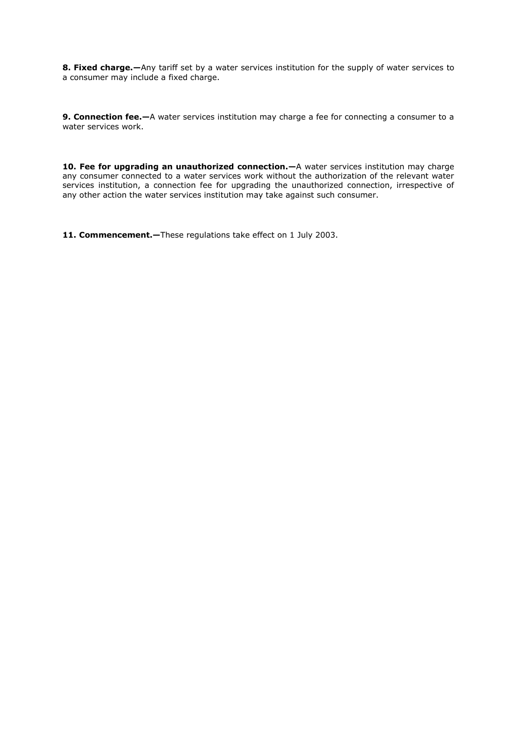**8. Fixed charge.—**Any tariff set by a water services institution for the supply of water services to a consumer may include a fixed charge.

**9. Connection fee.—**A water services institution may charge a fee for connecting a consumer to a water services work.

**10. Fee for upgrading an unauthorized connection.—**A water services institution may charge any consumer connected to a water services work without the authorization of the relevant water services institution, a connection fee for upgrading the unauthorized connection, irrespective of any other action the water services institution may take against such consumer.

**11. Commencement.—**These regulations take effect on 1 July 2003.